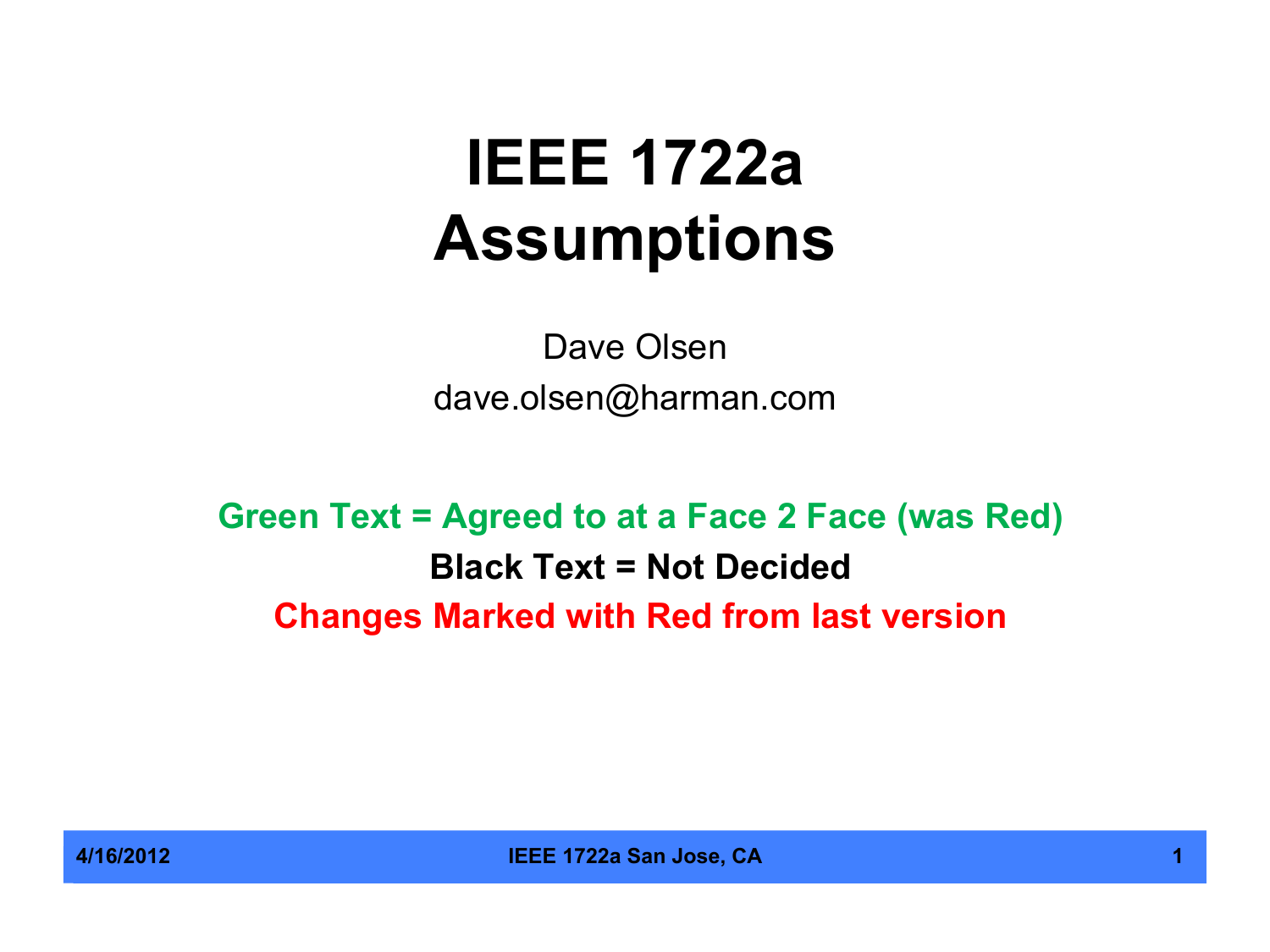# IEEE 1722a Assumptions

Dave Olsen

dave.olsen@harman.com

**Green Text = Agreed to at a Face 2 Face (was Red)**

**Black Text = Not Decided**

**Changes Marked with Red from last version**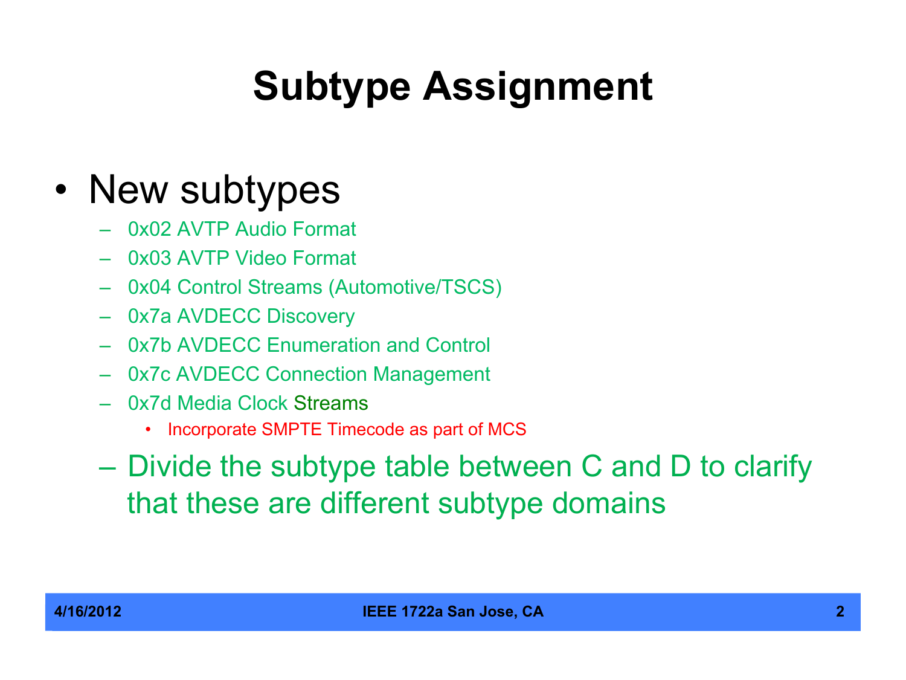# Subtype Assignment

- New subtypes
  - 0x02 AVTP Audio Format
  - 0x03 AVTP Video Format
  - 0x04 Control Streams (Automotive/TSCS)
  - 0x7a AVDECC Discovery
  - 0x7b AVDECC Enumeration and Control
  - 0x7c AVDECC Connection Management
  - 0x7d Media Clock Streams
    - Incorporate SMPTE Timecode as part of MCS
  - Divide the subtype table between C and D to clarify that these are different subtype domains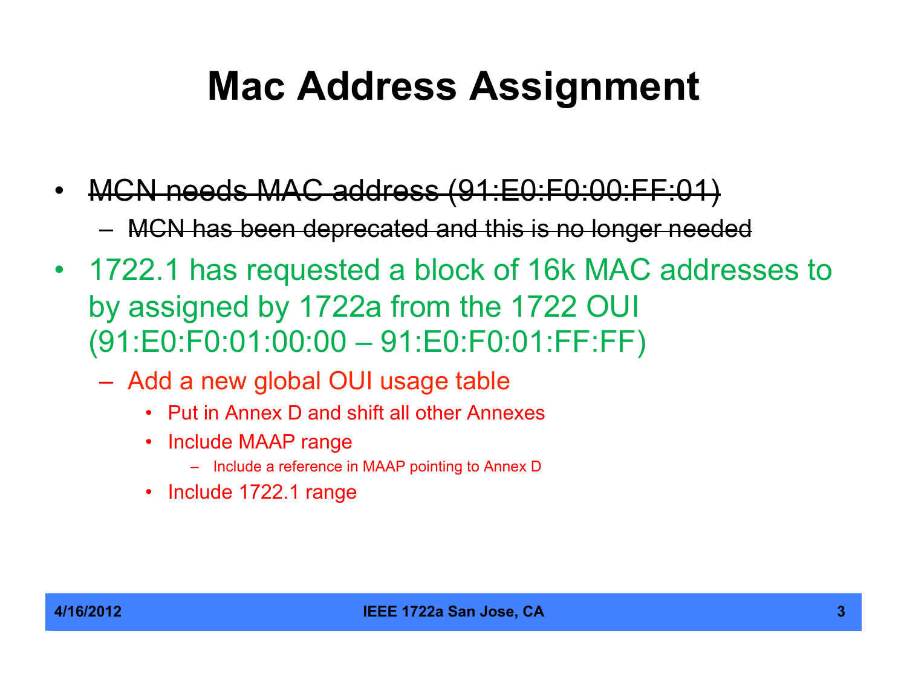# Mac Address Assignment

- ~~MCN needs MAC address (91:E0:F0:00:FF:01)~~
  - ~~MCN has been deprecated and this is no longer needed~~
- 1722.1 has requested a block of 16k MAC addresses to by assigned by 1722a from the 1722 OUI (91:E0:F0:01:00:00 – 91:E0:F0:01:FF:FF)
  - Add a new global OUI usage table
    - Put in Annex D and shift all other Annexes
    - Include MAAP range
      - Include a reference in MAAP pointing to Annex D
    - Include 1722.1 range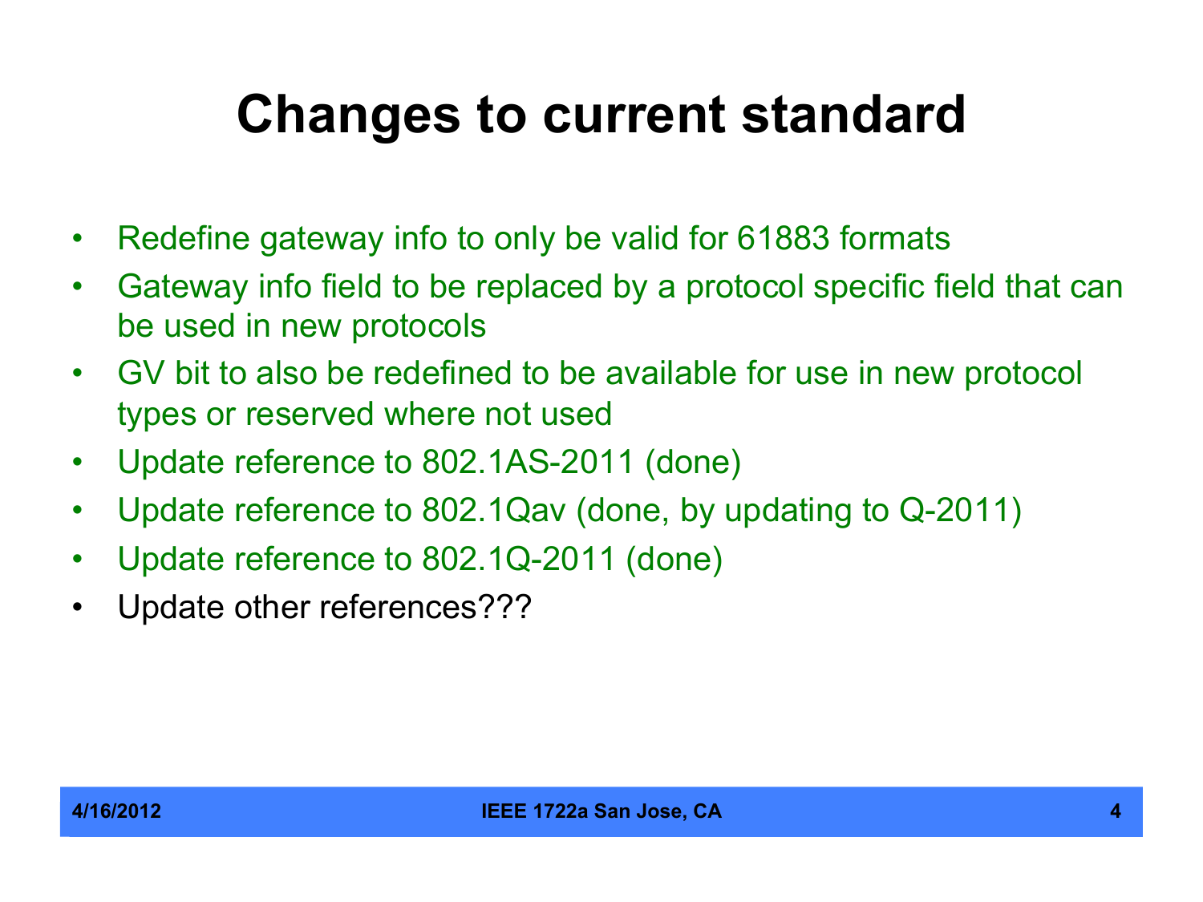# Changes to current standard

- Redefine gateway info to only be valid for 61883 formats
- Gateway info field to be replaced by a protocol specific field that can be used in new protocols
- GV bit to also be redefined to be available for use in new protocol types or reserved where not used
- Update reference to 802.1AS-2011 (done)
- Update reference to 802.1Qav (done, by updating to Q-2011)
- Update reference to 802.1Q-2011 (done)
- Update other references???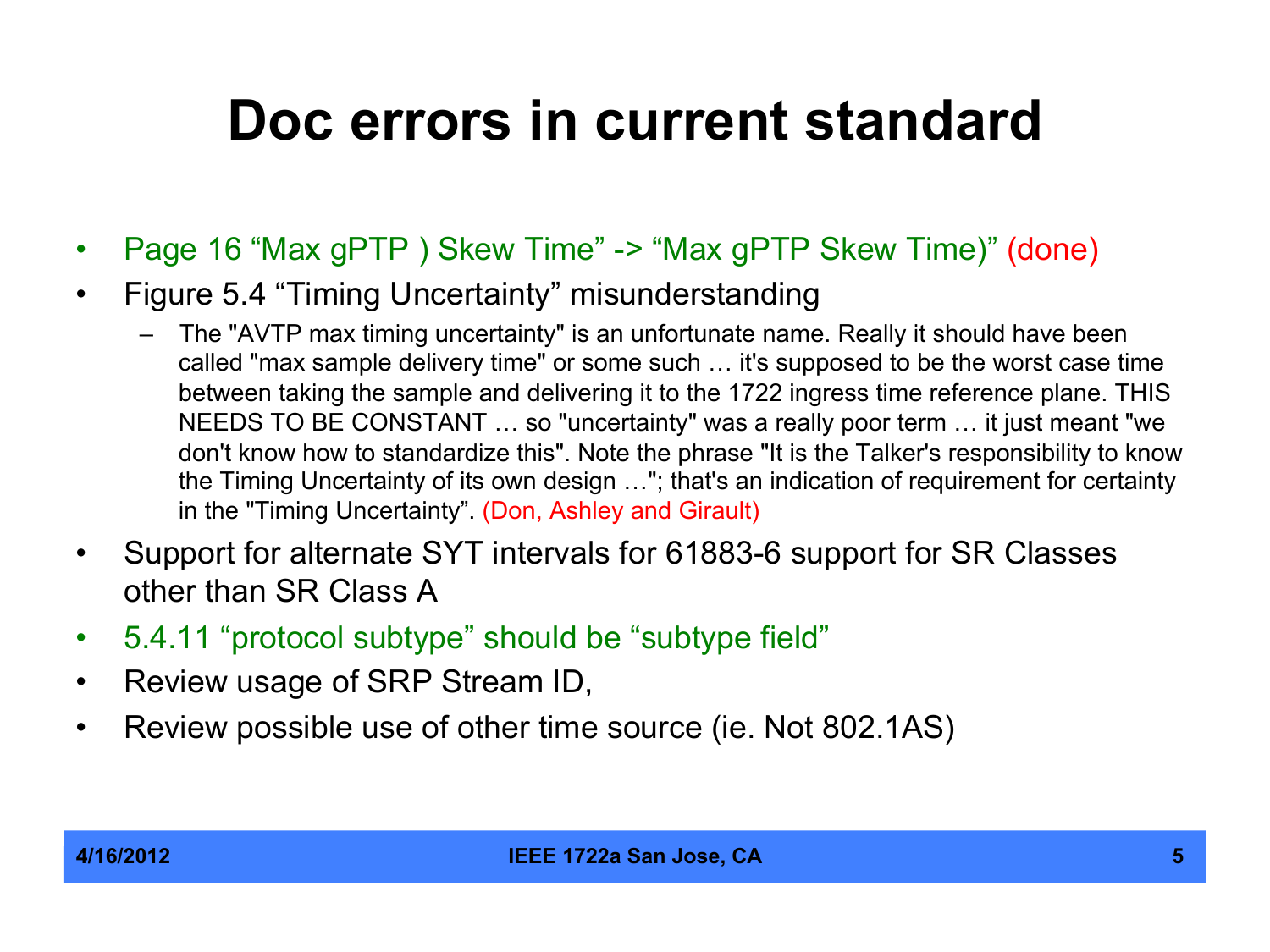# Doc errors in current standard

- Page 16 “Max gPTP ) Skew Time” -> “Max gPTP Skew Time)” (done)
- Figure 5.4 “Timing Uncertainty” misunderstanding
  - The "AVTP max timing uncertainty" is an unfortunate name. Really it should have been called "max sample delivery time" or some such … it's supposed to be the worst case time between taking the sample and delivering it to the 1722 ingress time reference plane. THIS NEEDS TO BE CONSTANT … so "uncertainty" was a really poor term … it just meant "we don't know how to standardize this". Note the phrase "It is the Talker's responsibility to know the Timing Uncertainty of its own design …"; that's an indication of requirement for certainty in the "Timing Uncertainty”. (Don, Ashley and Girault)
- Support for alternate SYT intervals for 61883-6 support for SR Classes other than SR Class A
- 5.4.11 “protocol subtype” should be “subtype field”
- Review usage of SRP Stream ID,
- Review possible use of other time source (ie. Not 802.1AS)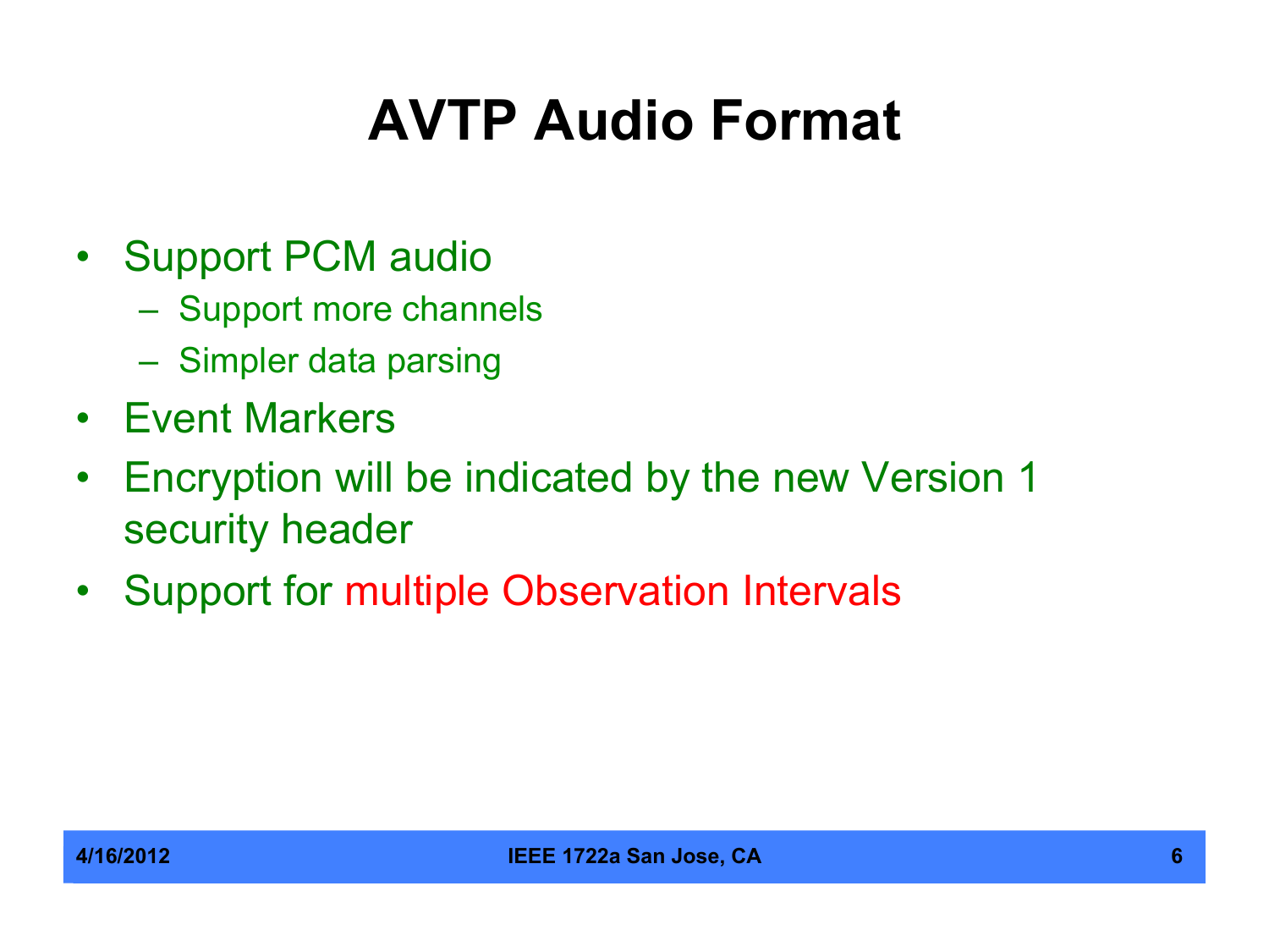# AVTP Audio Format

- Support PCM audio
  - Support more channels
  - Simpler data parsing
- Event Markers
- Encryption will be indicated by the new Version 1 security header
- Support for multiple Observation Intervals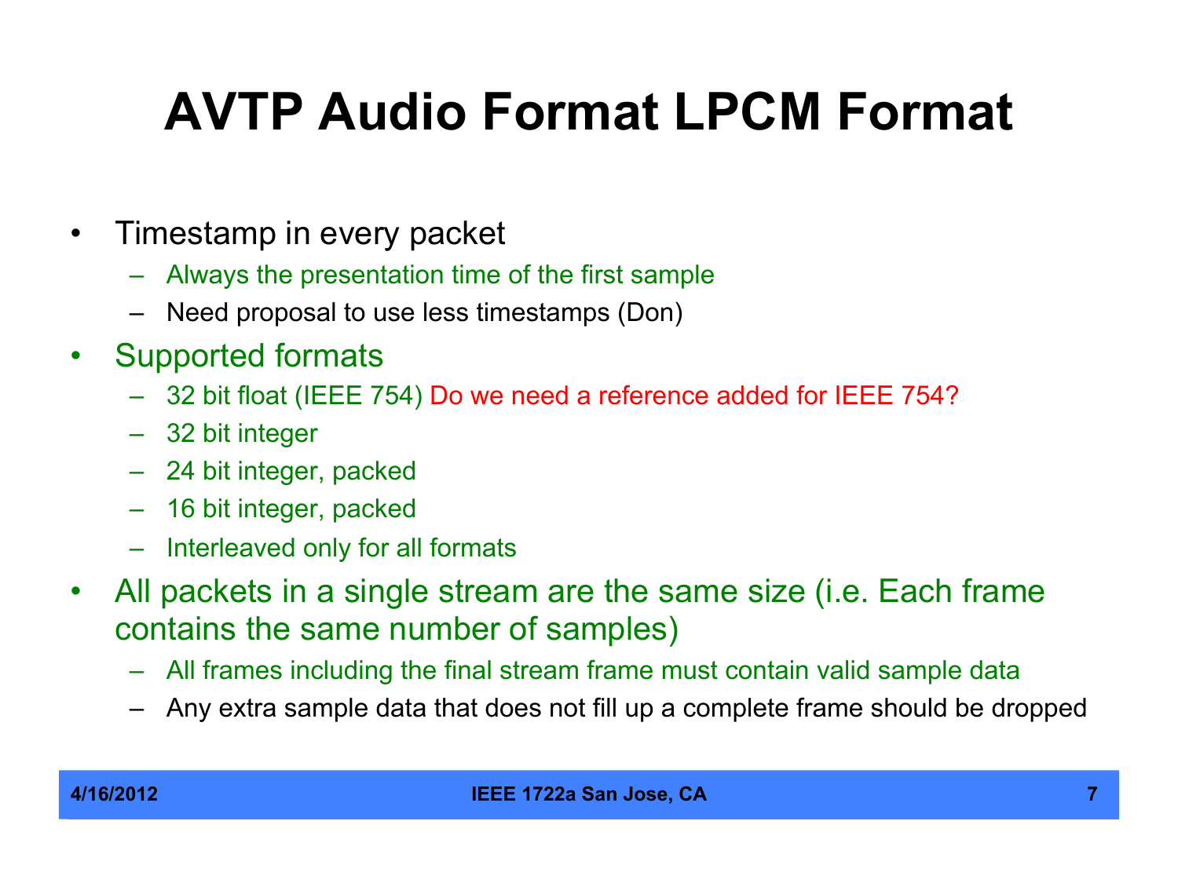# AVTP Audio Format LPCM Format

- Timestamp in every packet
  - Always the presentation time of the first sample
  - Need proposal to use less timestamps (Don)
- Supported formats
  - 32 bit float (IEEE 754) Do we need a reference added for IEEE 754?
  - 32 bit integer
  - 24 bit integer, packed
  - 16 bit integer, packed
  - Interleaved only for all formats
- All packets in a single stream are the same size (i.e. Each frame contains the same number of samples)
  - All frames including the final stream frame must contain valid sample data
  - Any extra sample data that does not fill up a complete frame should be dropped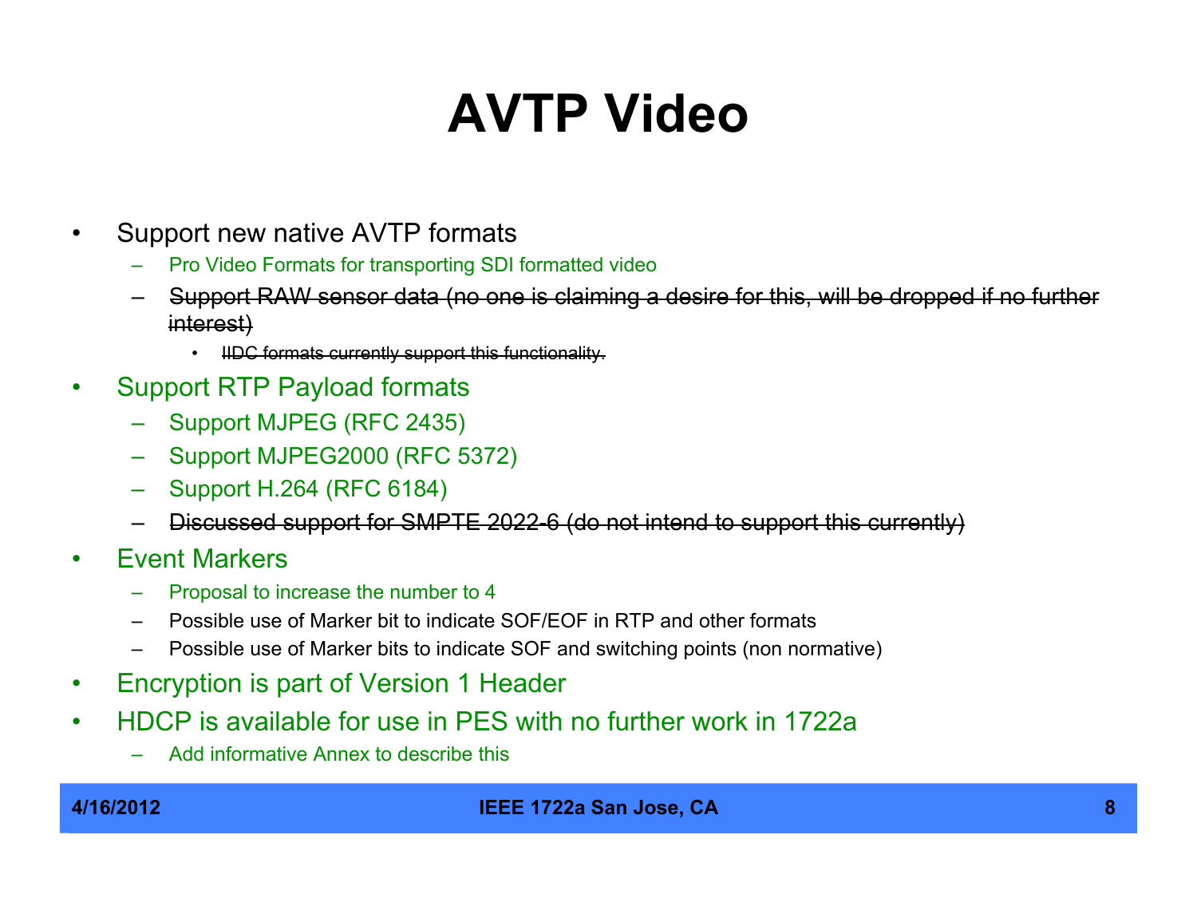# AVTP Video

- Support new native AVTP formats
  - Pro Video Formats for transporting SDI formatted video
  - ~~Support RAW sensor data (no one is claiming a desire for this, will be dropped if no further interest)~~
    - ~~IIDC formats currently support this functionality.~~
- Support RTP Payload formats
  - Support MJPEG (RFC 2435)
  - Support MJPEG2000 (RFC 5372)
  - Support H.264 (RFC 6184)
  - ~~Discussed support for SMPTE 2022-6 (do not intend to support this currently)~~
- Event Markers
  - Proposal to increase the number to 4
  - Possible use of Marker bit to indicate SOF/EOF in RTP and other formats
  - Possible use of Marker bits to indicate SOF and switching points (non normative)
- Encryption is part of Version 1 Header
- HDCP is available for use in PES with no further work in 1722a
  - Add informative Annex to describe this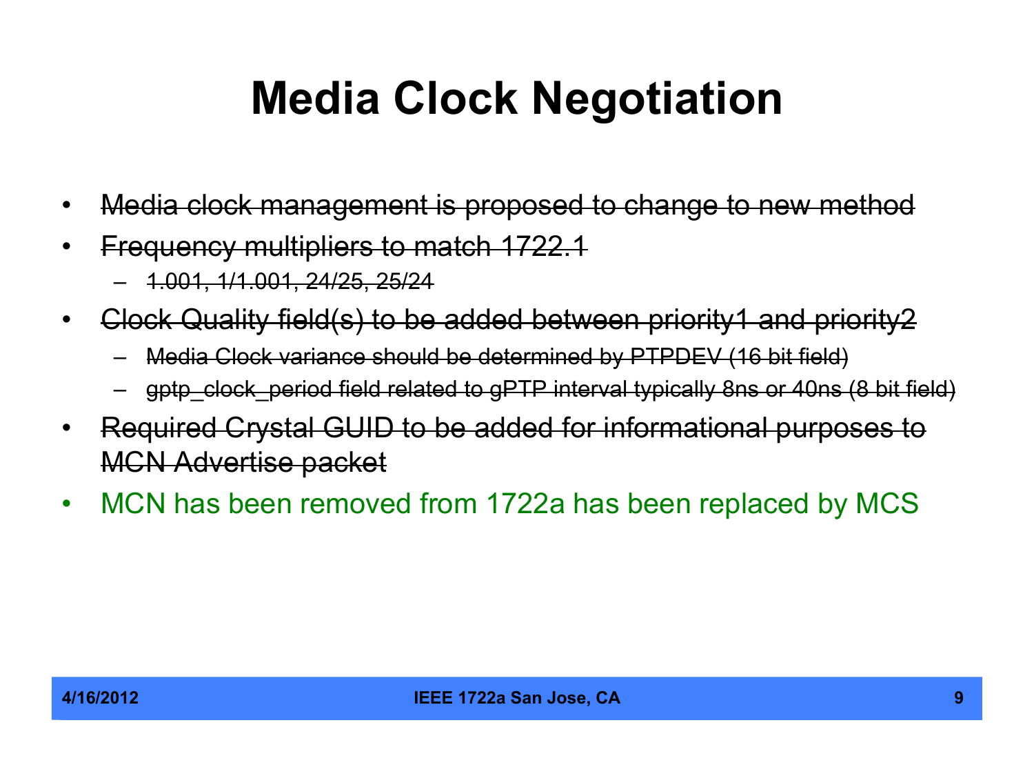# Media Clock Negotiation

- ~~Media clock management is proposed to change to new method~~
- ~~Frequency multipliers to match 1722.1~~
  - ~~1.001, 1/1.001, 24/25, 25/24~~
- ~~Clock Quality field(s) to be added between priority1 and priority2~~
  - ~~Media Clock variance should be determined by PTPDEV (16 bit field)~~
  - ~~gptp_clock_period field related to gPTP interval typically 8ns or 40ns (8 bit field)~~
- ~~Required Crystal GUID to be added for informational purposes to MCN Advertise packet~~
- MCN has been removed from 1722a has been replaced by MCS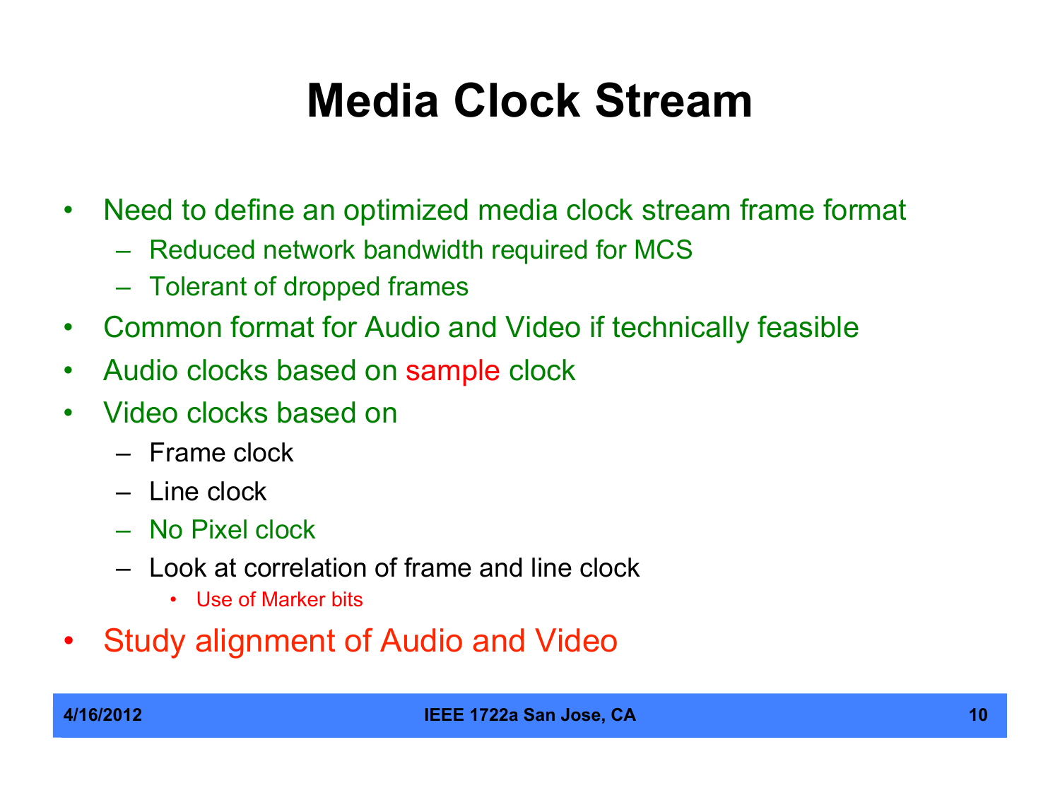# Media Clock Stream

- Need to define an optimized media clock stream frame format
  - Reduced network bandwidth required for MCS
  - Tolerant of dropped frames
- Common format for Audio and Video if technically feasible
- Audio clocks based on sample clock
- Video clocks based on
  - Frame clock
  - Line clock
  - No Pixel clock
  - Look at correlation of frame and line clock
    - Use of Marker bits
- Study alignment of Audio and Video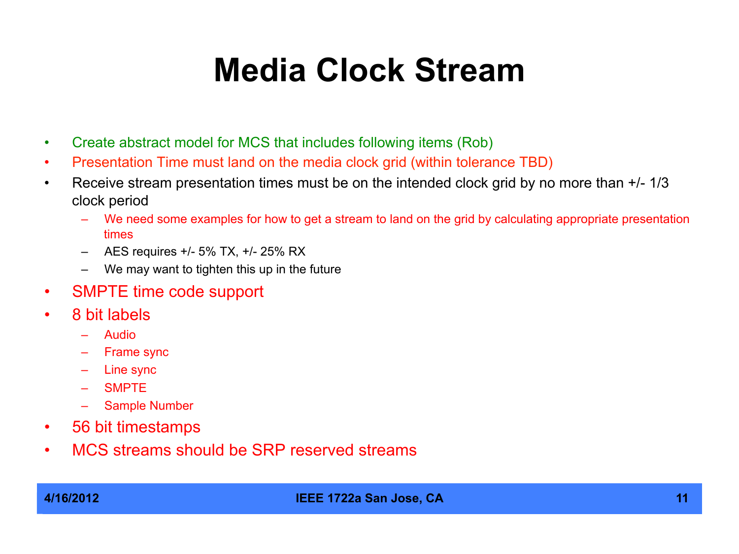# Media Clock Stream

- Create abstract model for MCS that includes following items (Rob)
- Presentation Time must land on the media clock grid (within tolerance TBD)
- Receive stream presentation times must be on the intended clock grid by no more than +/- 1/3 clock period
  - We need some examples for how to get a stream to land on the grid by calculating appropriate presentation times
  - AES requires +/- 5% TX, +/- 25% RX
  - We may want to tighten this up in the future
- SMPTE time code support
- 8 bit labels
  - Audio
  - Frame sync
  - Line sync
  - SMPTE
  - Sample Number
- 56 bit timestamps
- MCS streams should be SRP reserved streams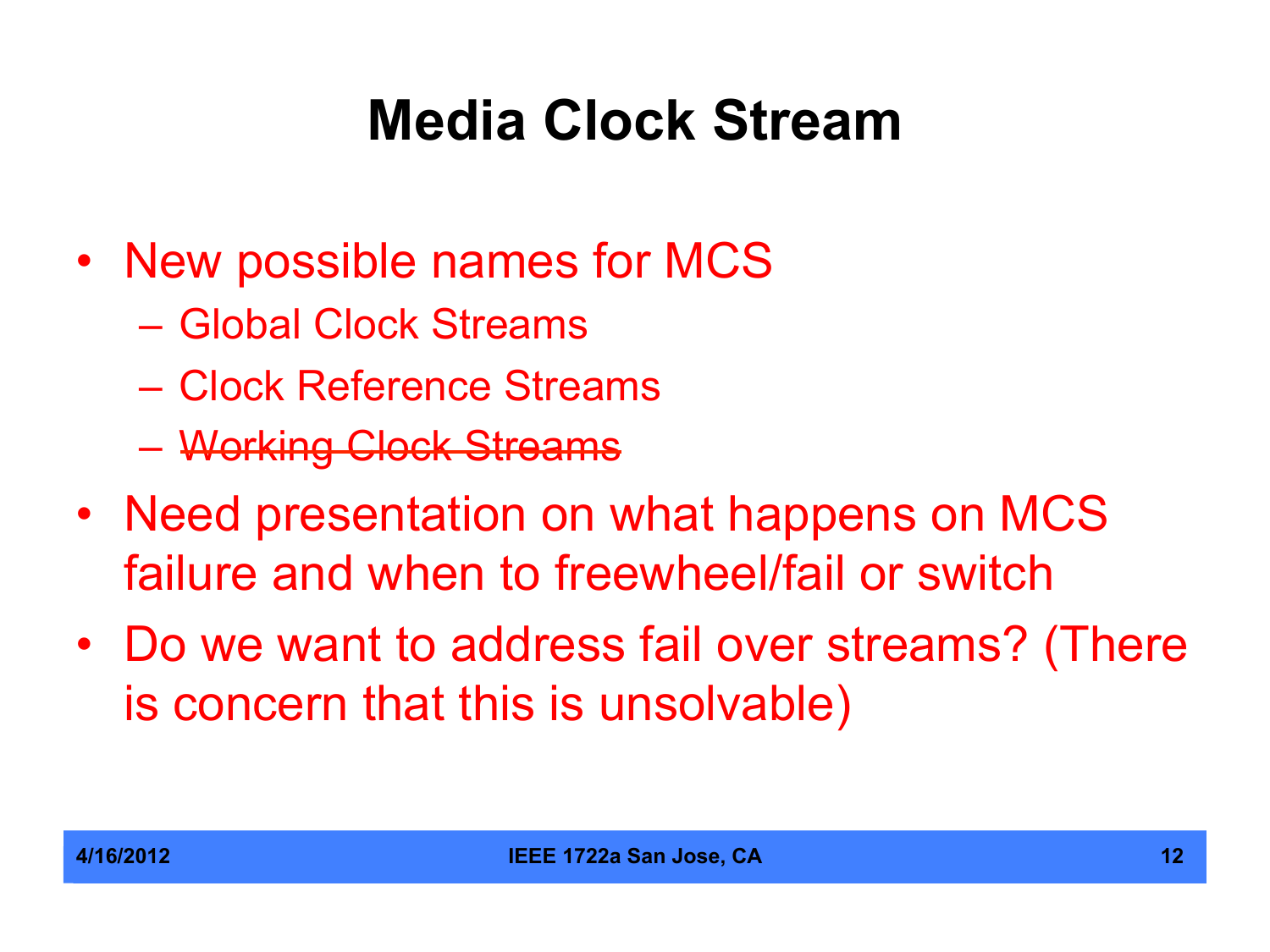# Media Clock Stream

- New possible names for MCS
  - Global Clock Streams
  - Clock Reference Streams
  - ~~Working Clock Streams~~
- Need presentation on what happens on MCS failure and when to freewheel/fail or switch
- Do we want to address fail over streams? (There is concern that this is unsolvable)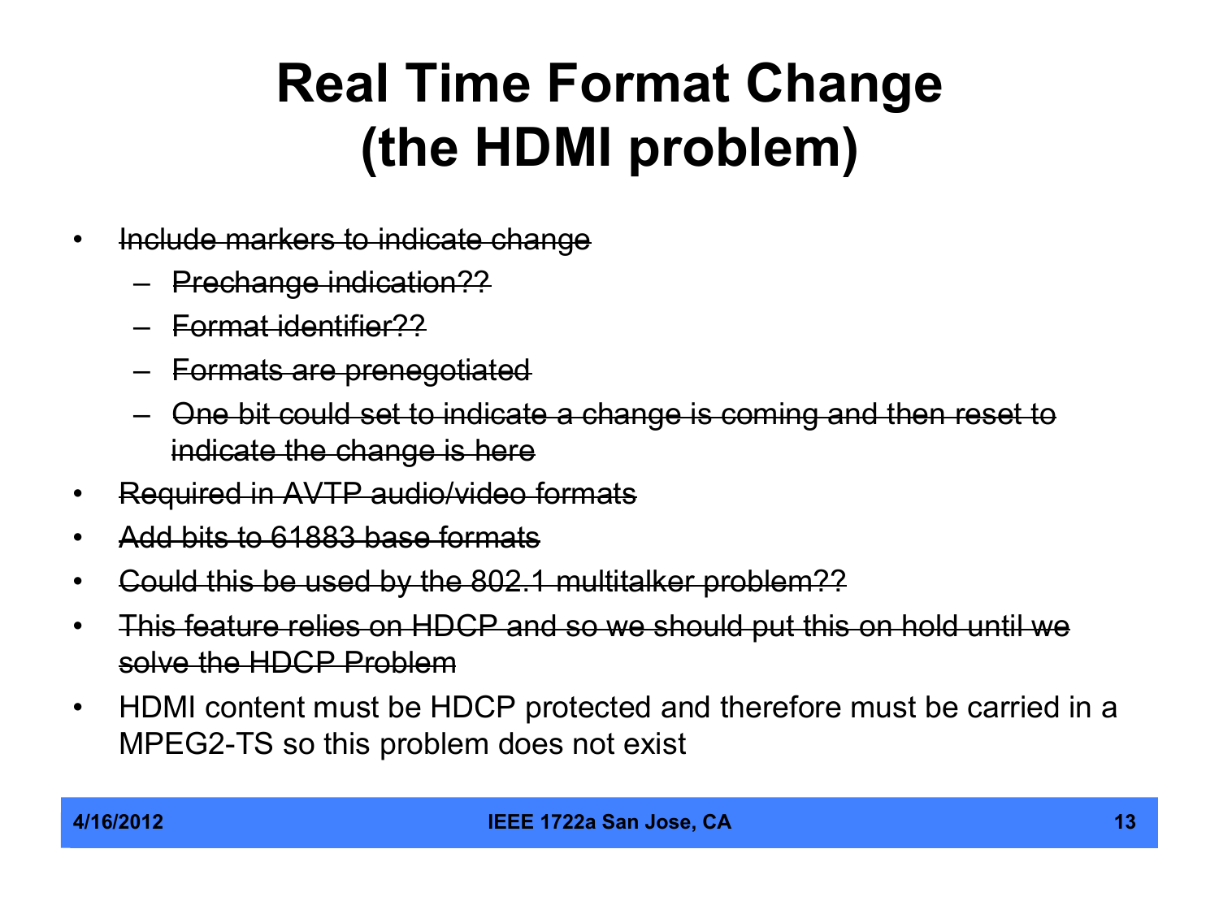# Real Time Format Change (the HDMI problem)

- ~~Include markers to indicate change~~
  - ~~Prechange indication??~~
  - ~~Format identifier??~~
  - ~~Formats are prenegotiated~~
  - ~~One bit could set to indicate a change is coming and then reset to indicate the change is here~~
- ~~Required in AVTP audio/video formats~~
- ~~Add bits to 61883 base formats~~
- ~~Could this be used by the 802.1 multitalker problem??~~
- ~~This feature relies on HDCP and so we should put this on hold until we solve the HDCP Problem~~
- HDMI content must be HDCP protected and therefore must be carried in a MPEG2-TS so this problem does not exist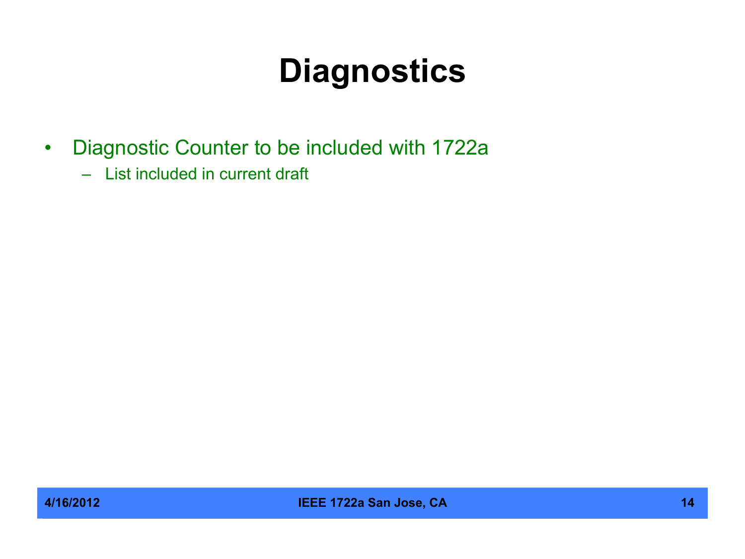# Diagnostics

- Diagnostic Counter to be included with 1722a
  - List included in current draft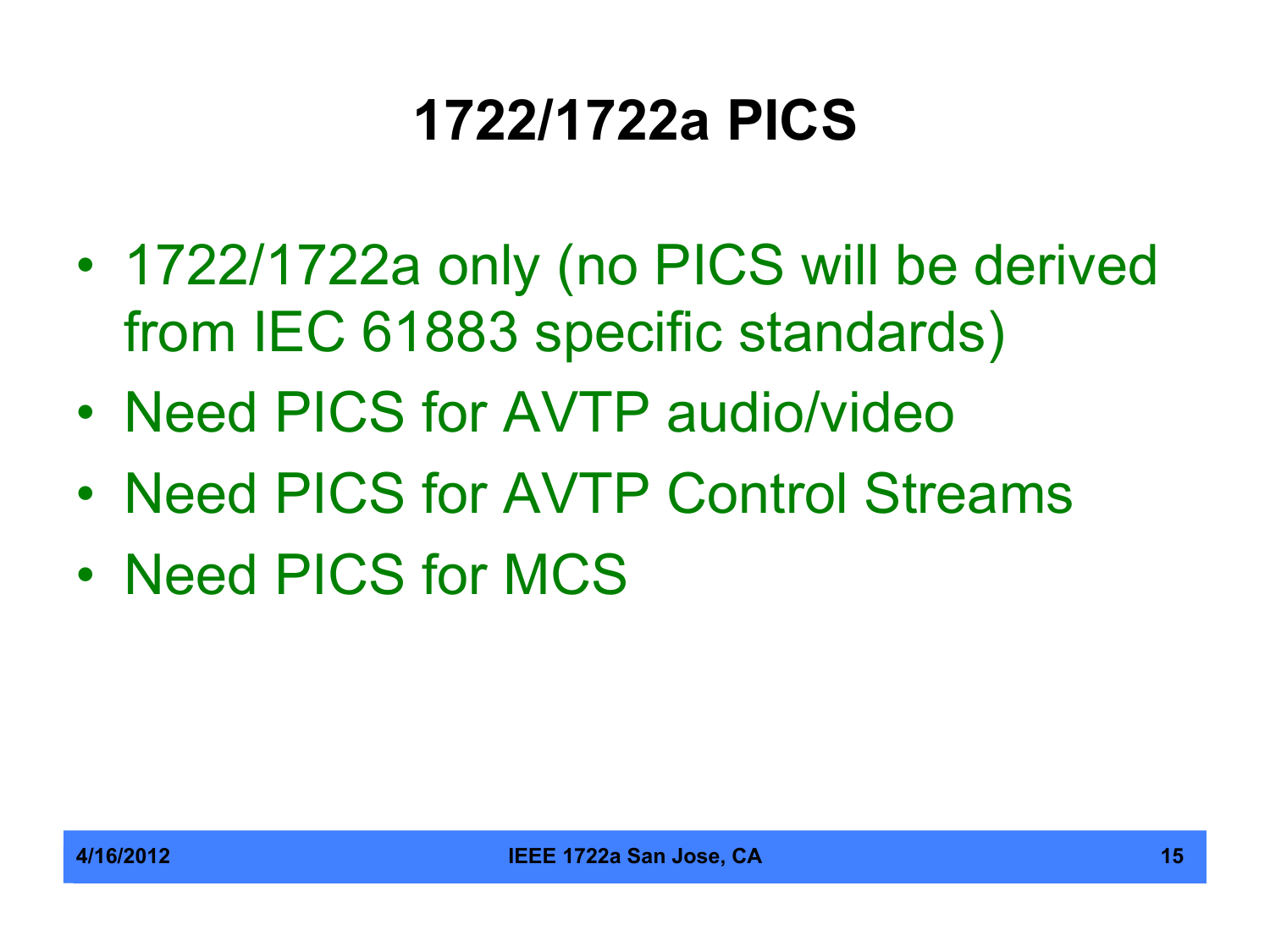# 1722/1722a PICS

- 1722/1722a only (no PICS will be derived from IEC 61883 specific standards)
- Need PICS for AVTP audio/video
- Need PICS for AVTP Control Streams
- Need PICS for MCS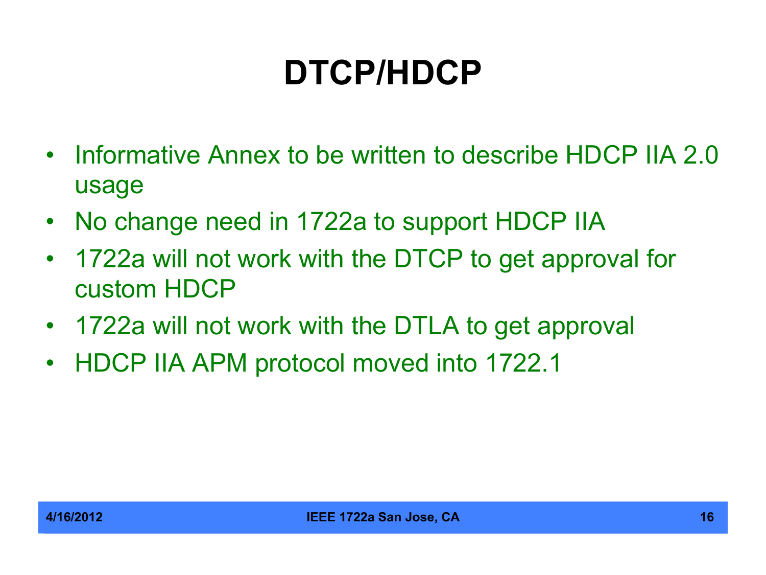# DTCP/HDCP

- Informative Annex to be written to describe HDCP IIA 2.0 usage
- No change need in 1722a to support HDCP IIA
- 1722a will not work with the DTCP to get approval for custom HDCP
- 1722a will not work with the DTLA to get approval
- HDCP IIA APM protocol moved into 1722.1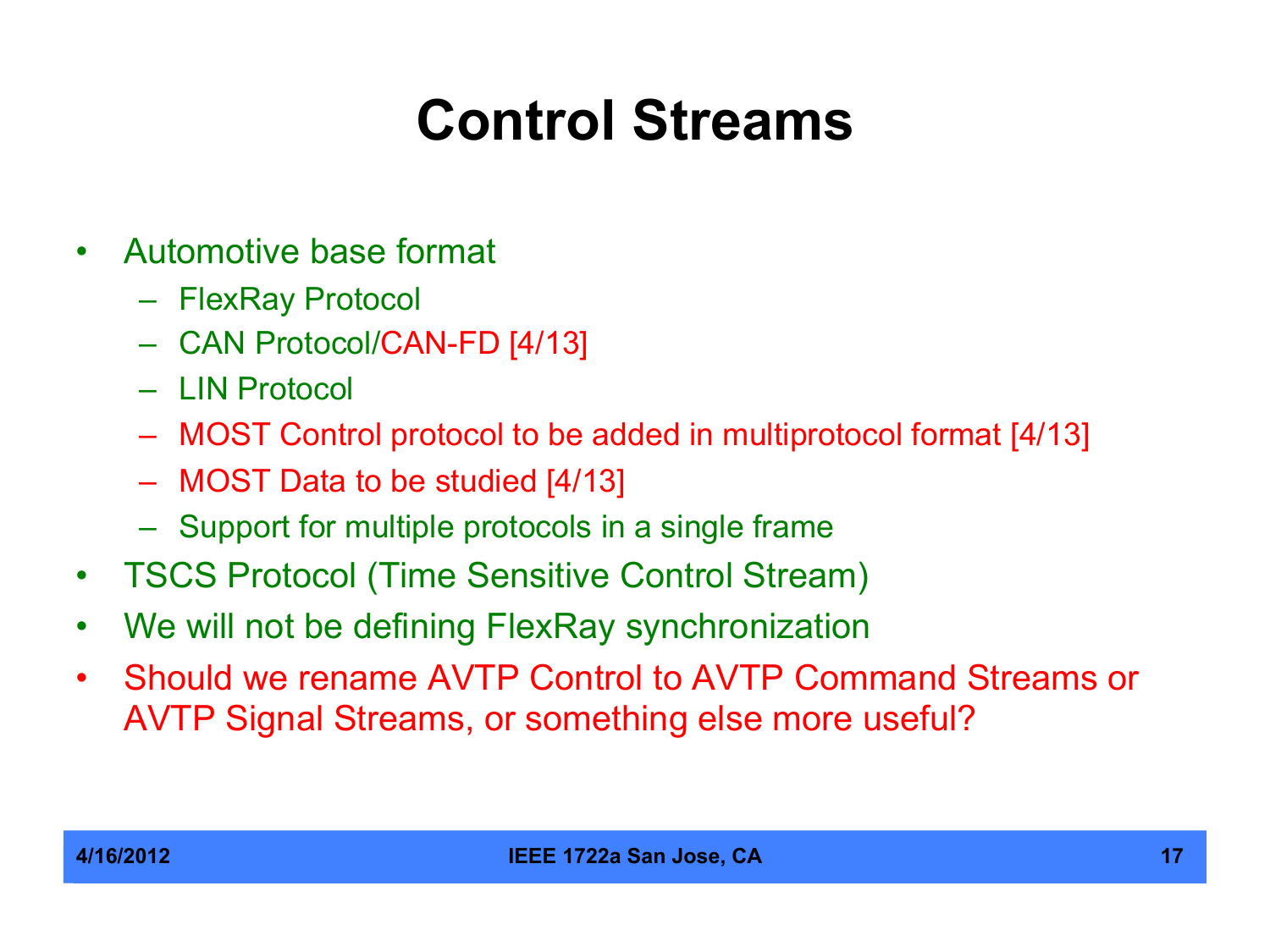# Control Streams

- Automotive base format
  - FlexRay Protocol
  - CAN Protocol/CAN-FD [4/13]
  - LIN Protocol
  - MOST Control protocol to be added in multiprotocol format [4/13]
  - MOST Data to be studied [4/13]
  - Support for multiple protocols in a single frame
- TSCS Protocol (Time Sensitive Control Stream)
- We will not be defining FlexRay synchronization
- Should we rename AVTP Control to AVTP Command Streams or AVTP Signal Streams, or something else more useful?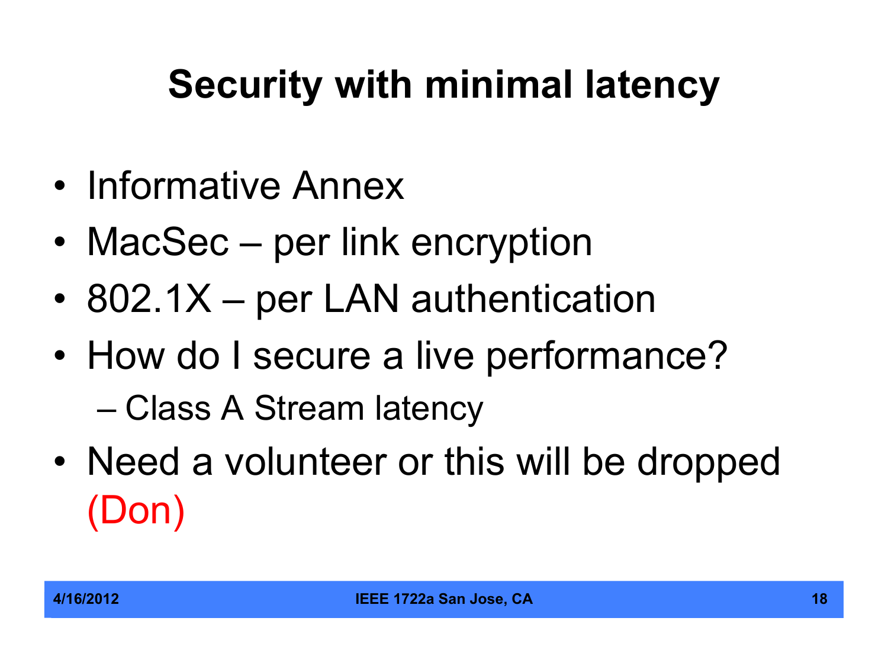# Security with minimal latency

- Informative Annex
- MacSec – per link encryption
- 802.1X – per LAN authentication
- How do I secure a live performance?
  - Class A Stream latency
- Need a volunteer or this will be dropped (Don)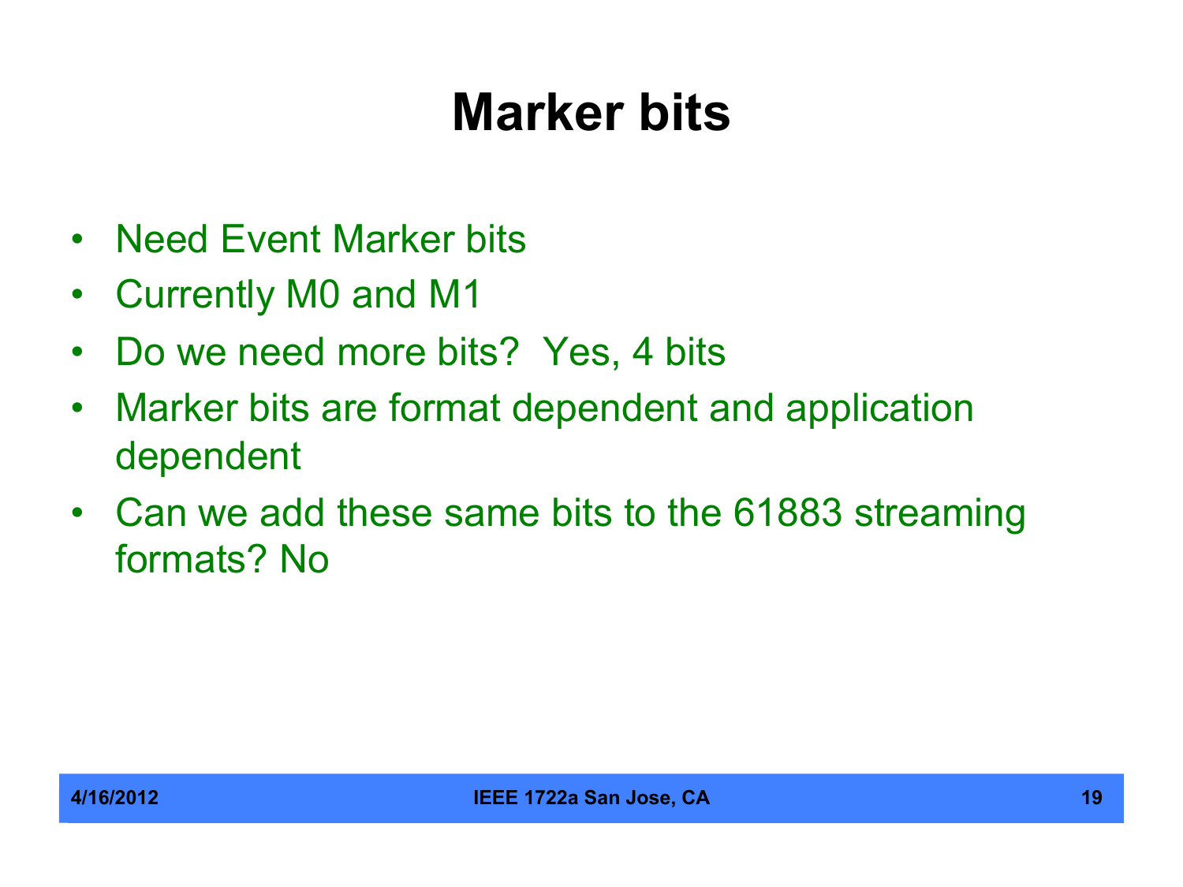# Marker bits

- Need Event Marker bits
- Currently M0 and M1
- Do we need more bits? Yes, 4 bits
- Marker bits are format dependent and application dependent
- Can we add these same bits to the 61883 streaming formats? No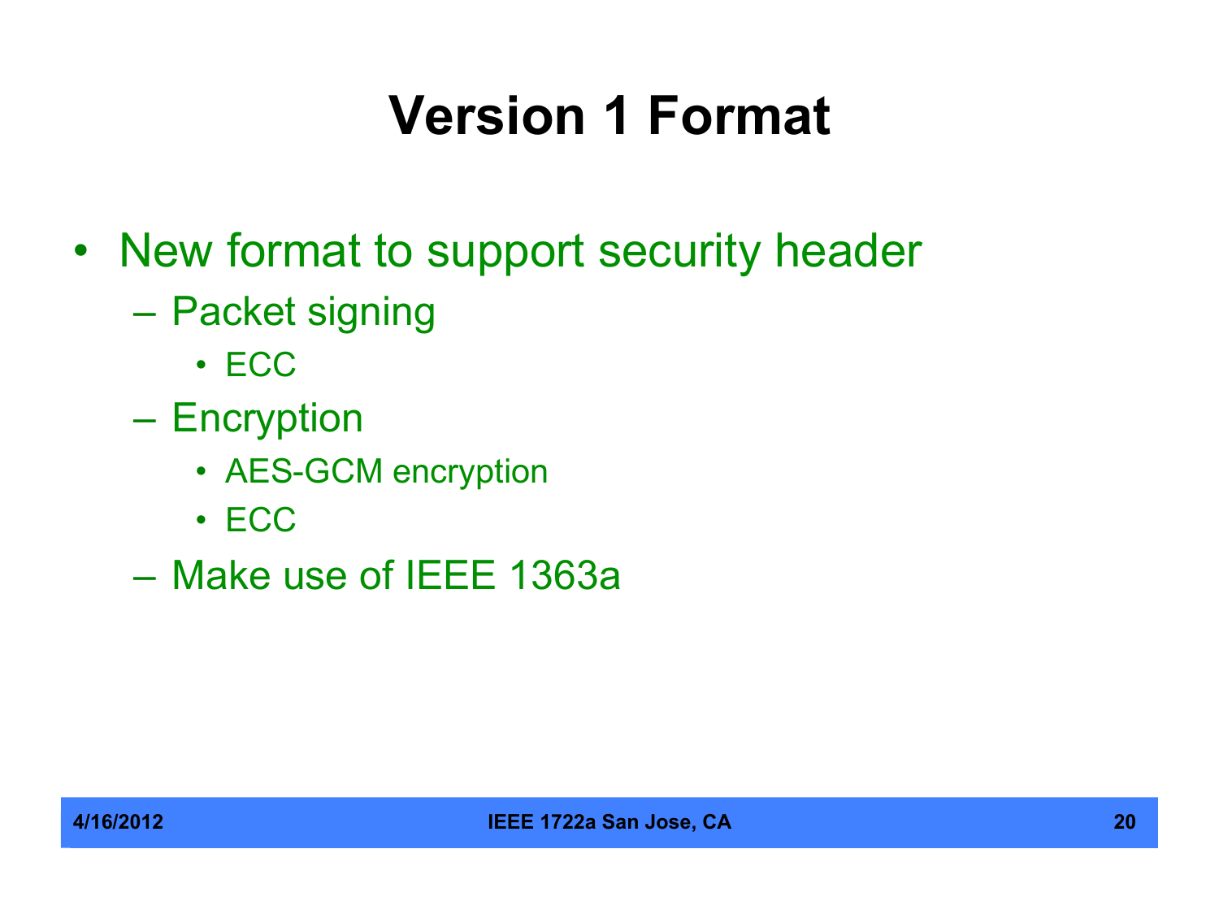# Version 1 Format

- New format to support security header
  - Packet signing
    - ECC
  - Encryption
    - AES-GCM encryption
    - ECC
  - Make use of IEEE 1363a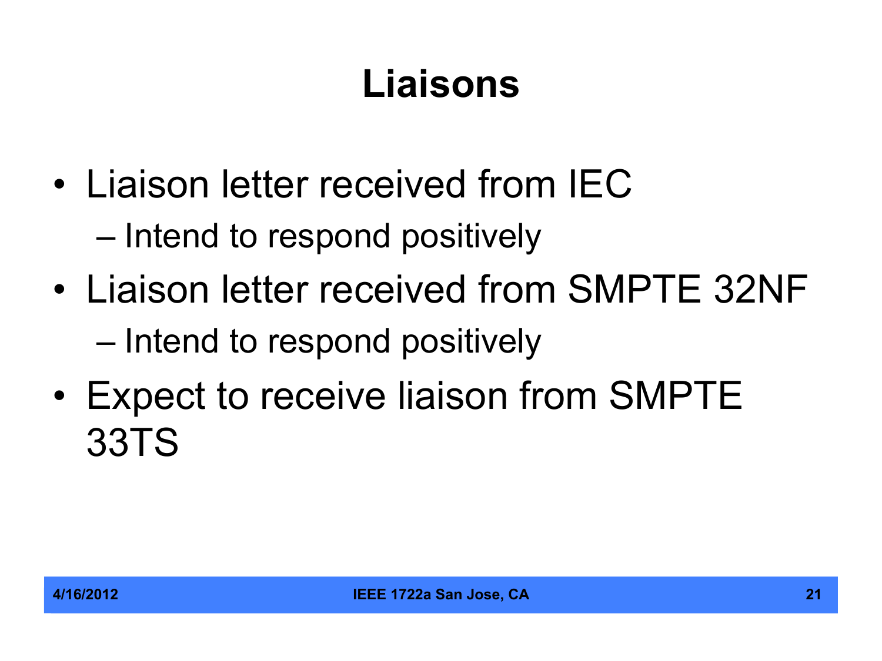# Liaisons

- Liaison letter received from IEC
  - Intend to respond positively
- Liaison letter received from SMPTE 32NF
  - Intend to respond positively
- Expect to receive liaison from SMPTE 33TS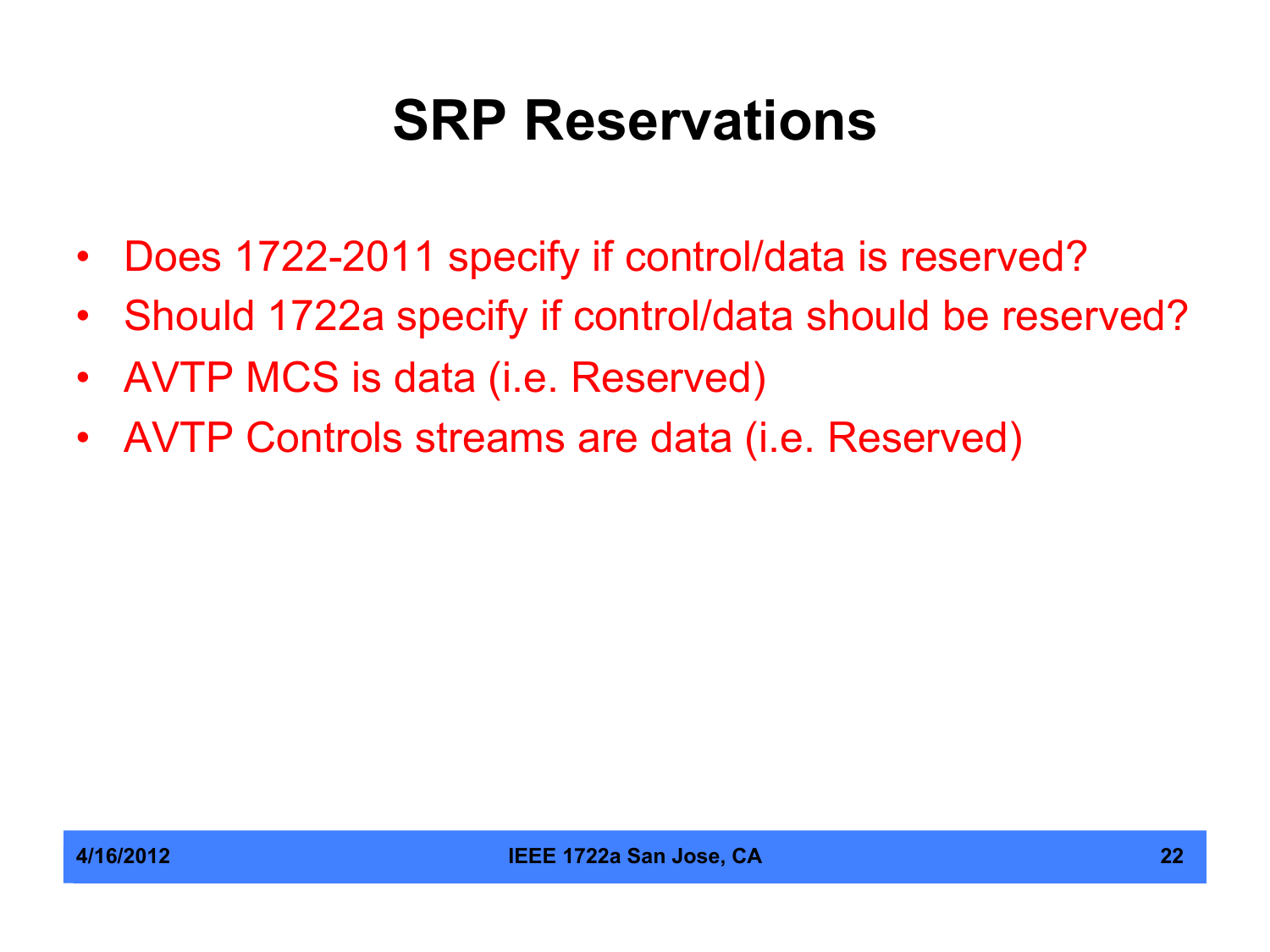# SRP Reservations

- Does 1722-2011 specify if control/data is reserved?
- Should 1722a specify if control/data should be reserved?
- AVTP MCS is data (i.e. Reserved)
- AVTP Controls streams are data (i.e. Reserved)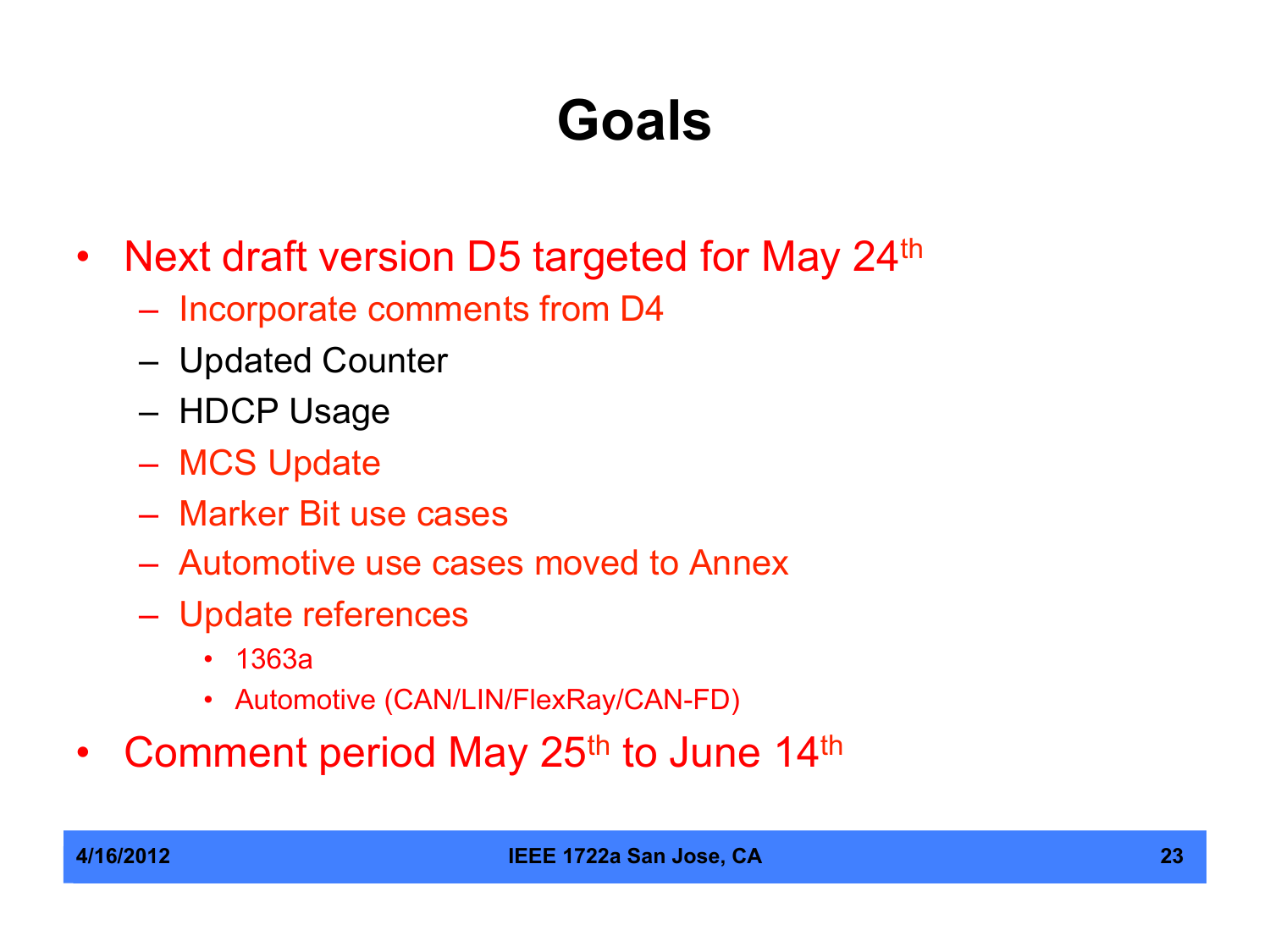# Goals

- Next draft version D5 targeted for May 24$^{th}$
  - Incorporate comments from D4
  - Updated Counter
  - HDCP Usage
  - MCS Update
  - Marker Bit use cases
  - Automotive use cases moved to Annex
  - Update references
    - 1363a
    - Automotive (CAN/LIN/FlexRay/CAN-FD)
- Comment period May 25$^{th}$ to June 14$^{th}$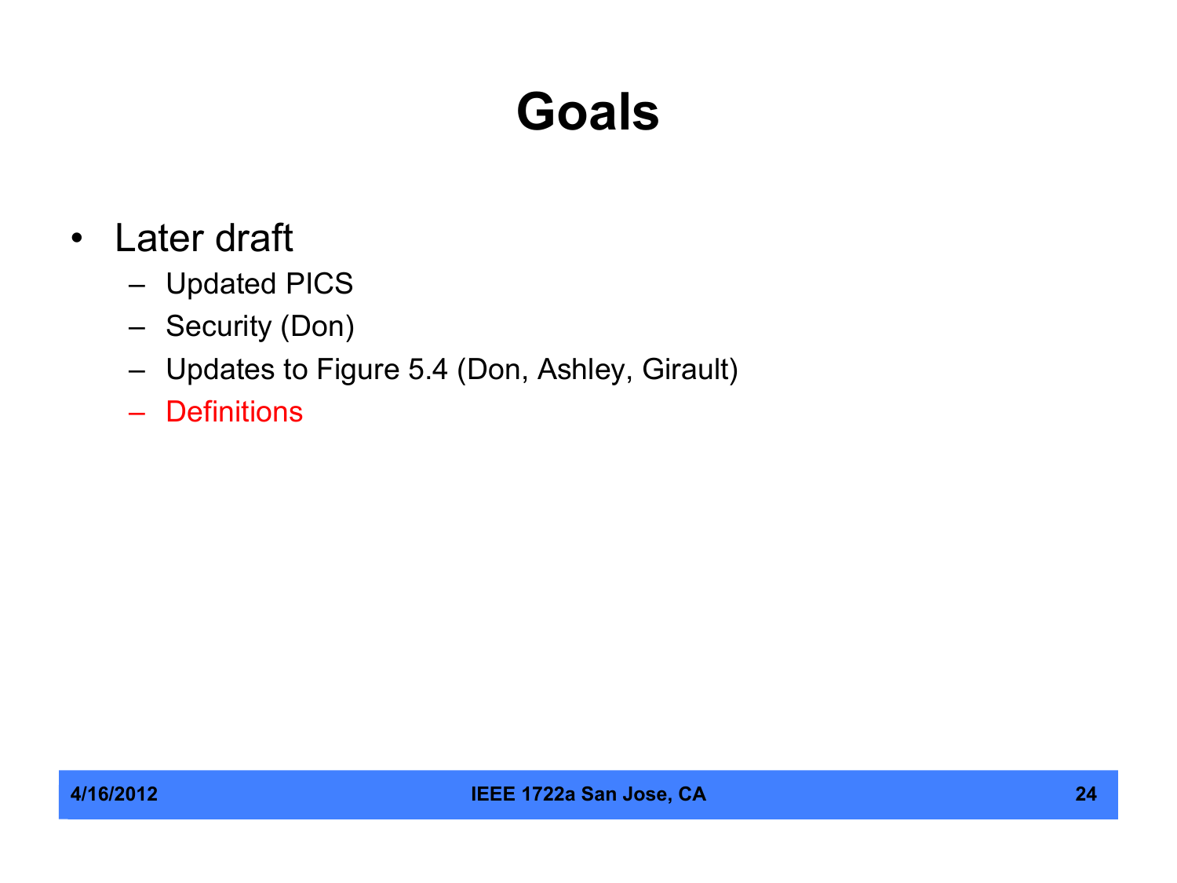# Goals

- Later draft
  - Updated PICS
  - Security (Don)
  - Updates to Figure 5.4 (Don, Ashley, Girault)
  - Definitions